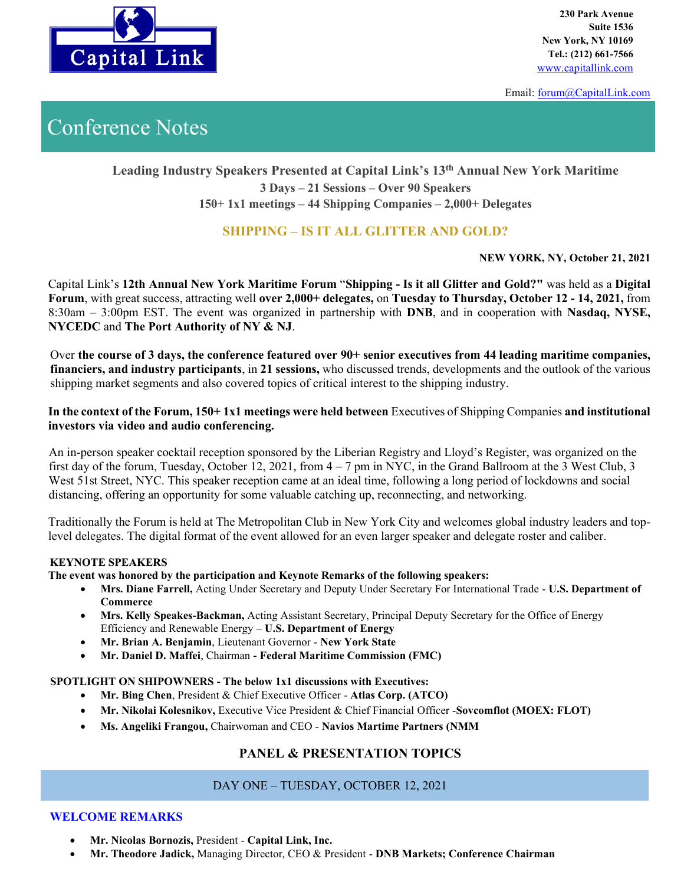Capital Link

230 Park Avenue
Suite 1536
New York, NY 10169
Tel.: (212) 661-7566
www.capitallink.com

Email: forum@CapitalLink.com

# Conference Notes

**Leading Industry Speakers Presented at Capital Link's 13th Annual New York Maritime**
**3 Days – 21 Sessions – Over 90 Speakers**
**150+ 1x1 meetings – 44 Shipping Companies – 2,000+ Delegates**

## SHIPPING – IS IT ALL GLITTER AND GOLD?

**NEW YORK, NY, October 21, 2021**

Capital Link's **12th Annual New York Maritime Forum** "**Shipping - Is it all Glitter and Gold?"** was held as a **Digital Forum**, with great success, attracting well **over 2,000+ delegates,** on **Tuesday to Thursday, October 12 - 14, 2021,** from 8:30am – 3:00pm EST. The event was organized in partnership with **DNB**, and in cooperation with **Nasdaq, NYSE, NYCEDC** and **The Port Authority of NY & NJ**.

Over **the course of 3 days, the conference featured over 90+ senior executives from 44 leading maritime companies, financiers, and industry participants**, in **21 sessions,** who discussed trends, developments and the outlook of the various shipping market segments and also covered topics of critical interest to the shipping industry.

**In the context of the Forum, 150+ 1x1 meetings were held between** Executives of Shipping Companies **and institutional investors via video and audio conferencing.**

An in-person speaker cocktail reception sponsored by the Liberian Registry and Lloyd's Register, was organized on the first day of the forum, Tuesday, October 12, 2021, from 4 – 7 pm in NYC, in the Grand Ballroom at the 3 West Club, 3 West 51st Street, NYC. This speaker reception came at an ideal time, following a long period of lockdowns and social distancing, offering an opportunity for some valuable catching up, reconnecting, and networking.

Traditionally the Forum is held at The Metropolitan Club in New York City and welcomes global industry leaders and top-level delegates. The digital format of the event allowed for an even larger speaker and delegate roster and caliber.

### KEYNOTE SPEAKERS

**The event was honored by the participation and Keynote Remarks of the following speakers:**

- **Mrs. Diane Farrell,** Acting Under Secretary and Deputy Under Secretary For International Trade - **U.S. Department of Commerce**
- **Mrs. Kelly Speakes-Backman,** Acting Assistant Secretary, Principal Deputy Secretary for the Office of Energy Efficiency and Renewable Energy – **U.S. Department of Energy**
- **Mr. Brian A. Benjamin**, Lieutenant Governor - **New York State**
- **Mr. Daniel D. Maffei**, Chairman **- Federal Maritime Commission (FMC)**

### SPOTLIGHT ON SHIPOWNERS - The below 1x1 discussions with Executives:

- **Mr. Bing Chen**, President & Chief Executive Officer - **Atlas Corp. (ATCO)**
- **Mr. Nikolai Kolesnikov,** Executive Vice President & Chief Financial Officer -**Sovcomflot (MOEX: FLOT)**
- **Ms. Angeliki Frangou,** Chairwoman and CEO - **Navios Martime Partners (NMM**

## PANEL & PRESENTATION TOPICS

### DAY ONE – TUESDAY, OCTOBER 12, 2021

### WELCOME REMARKS

- **Mr. Nicolas Bornozis,** President - **Capital Link, Inc.**
- **Mr. Theodore Jadick,** Managing Director, CEO & President - **DNB Markets; Conference Chairman**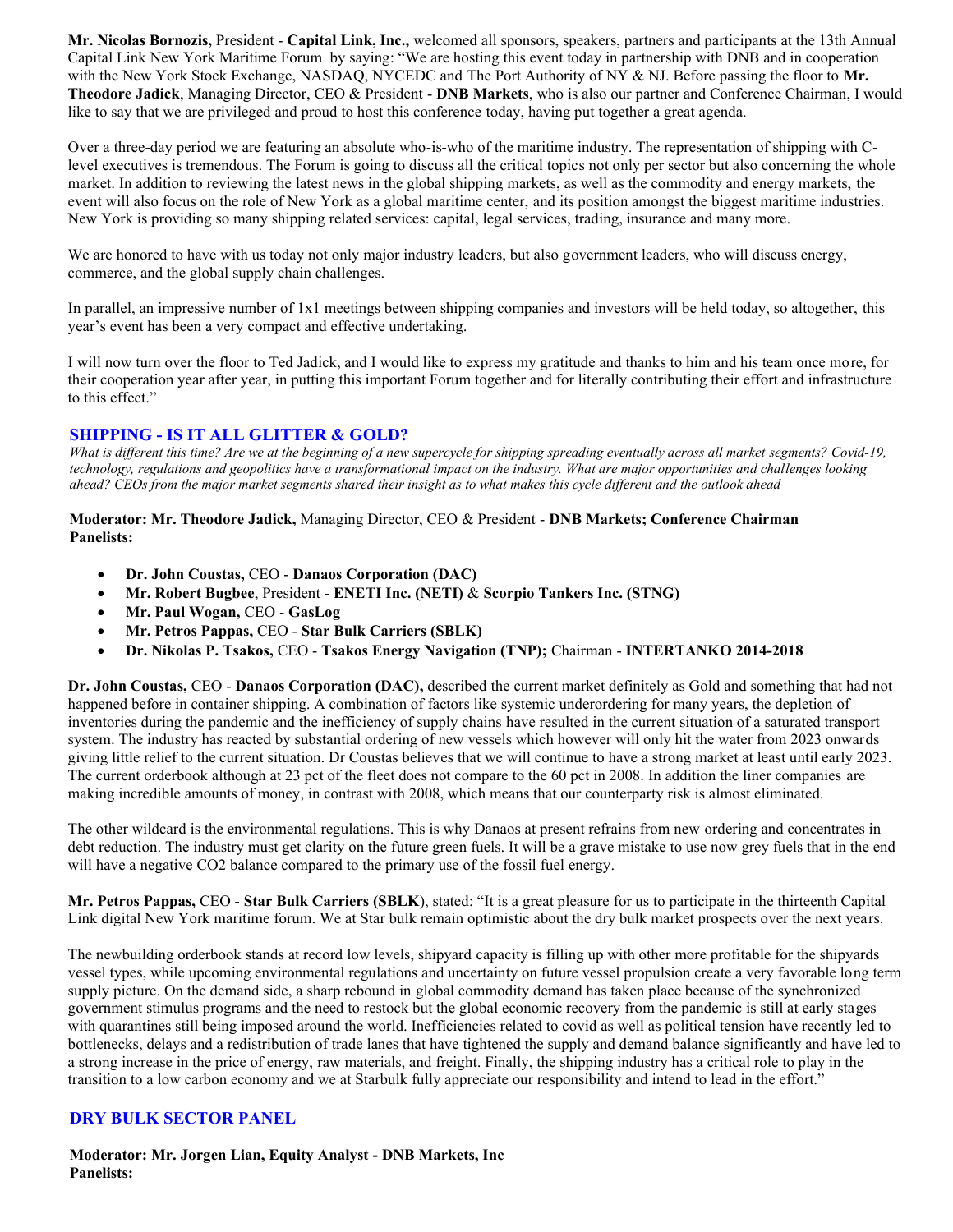**Mr. Nicolas Bornozis,** President - **Capital Link, Inc.,** welcomed all sponsors, speakers, partners and participants at the 13th Annual Capital Link New York Maritime Forum by saying: "We are hosting this event today in partnership with DNB and in cooperation with the New York Stock Exchange, NASDAQ, NYCEDC and The Port Authority of NY & NJ. Before passing the floor to **Mr. Theodore Jadick**, Managing Director, CEO & President - **DNB Markets**, who is also our partner and Conference Chairman, I would like to say that we are privileged and proud to host this conference today, having put together a great agenda.

Over a three-day period we are featuring an absolute who-is-who of the maritime industry. The representation of shipping with C-level executives is tremendous. The Forum is going to discuss all the critical topics not only per sector but also concerning the whole market. In addition to reviewing the latest news in the global shipping markets, as well as the commodity and energy markets, the event will also focus on the role of New York as a global maritime center, and its position amongst the biggest maritime industries. New York is providing so many shipping related services: capital, legal services, trading, insurance and many more.

We are honored to have with us today not only major industry leaders, but also government leaders, who will discuss energy, commerce, and the global supply chain challenges.

In parallel, an impressive number of 1x1 meetings between shipping companies and investors will be held today, so altogether, this year's event has been a very compact and effective undertaking.

I will now turn over the floor to Ted Jadick, and I would like to express my gratitude and thanks to him and his team once more, for their cooperation year after year, in putting this important Forum together and for literally contributing their effort and infrastructure to this effect."

## SHIPPING - IS IT ALL GLITTER & GOLD?

*What is different this time? Are we at the beginning of a new supercycle for shipping spreading eventually across all market segments? Covid-19, technology, regulations and geopolitics have a transformational impact on the industry. What are major opportunities and challenges looking ahead? CEOs from the major market segments shared their insight as to what makes this cycle different and the outlook ahead*

**Moderator: Mr. Theodore Jadick,** Managing Director, CEO & President - **DNB Markets; Conference Chairman**
**Panelists:**

- **Dr. John Coustas,** CEO - **Danaos Corporation (DAC)**
- **Mr. Robert Bugbee**, President - **ENETI Inc. (NETI)** & **Scorpio Tankers Inc. (STNG)**
- **Mr. Paul Wogan,** CEO - **GasLog**
- **Mr. Petros Pappas,** CEO - **Star Bulk Carriers (SBLK)**
- **Dr. Nikolas P. Tsakos,** CEO - **Tsakos Energy Navigation (TNP);** Chairman - **INTERTANKO 2014-2018**

**Dr. John Coustas,** CEO - **Danaos Corporation (DAC),** described the current market definitely as Gold and something that had not happened before in container shipping. A combination of factors like systemic underordering for many years, the depletion of inventories during the pandemic and the inefficiency of supply chains have resulted in the current situation of a saturated transport system. The industry has reacted by substantial ordering of new vessels which however will only hit the water from 2023 onwards giving little relief to the current situation. Dr Coustas believes that we will continue to have a strong market at least until early 2023. The current orderbook although at 23 pct of the fleet does not compare to the 60 pct in 2008. In addition the liner companies are making incredible amounts of money, in contrast with 2008, which means that our counterparty risk is almost eliminated.

The other wildcard is the environmental regulations. This is why Danaos at present refrains from new ordering and concentrates in debt reduction. The industry must get clarity on the future green fuels. It will be a grave mistake to use now grey fuels that in the end will have a negative CO2 balance compared to the primary use of the fossil fuel energy.

**Mr. Petros Pappas,** CEO - **Star Bulk Carriers (SBLK**), stated: "It is a great pleasure for us to participate in the thirteenth Capital Link digital New York maritime forum. We at Star bulk remain optimistic about the dry bulk market prospects over the next years.

The newbuilding orderbook stands at record low levels, shipyard capacity is filling up with other more profitable for the shipyards vessel types, while upcoming environmental regulations and uncertainty on future vessel propulsion create a very favorable long term supply picture. On the demand side, a sharp rebound in global commodity demand has taken place because of the synchronized government stimulus programs and the need to restock but the global economic recovery from the pandemic is still at early stages with quarantines still being imposed around the world. Inefficiencies related to covid as well as political tension have recently led to bottlenecks, delays and a redistribution of trade lanes that have tightened the supply and demand balance significantly and have led to a strong increase in the price of energy, raw materials, and freight. Finally, the shipping industry has a critical role to play in the transition to a low carbon economy and we at Starbulk fully appreciate our responsibility and intend to lead in the effort."

## DRY BULK SECTOR PANEL

**Moderator: Mr. Jorgen Lian, Equity Analyst - DNB Markets, Inc**
**Panelists:**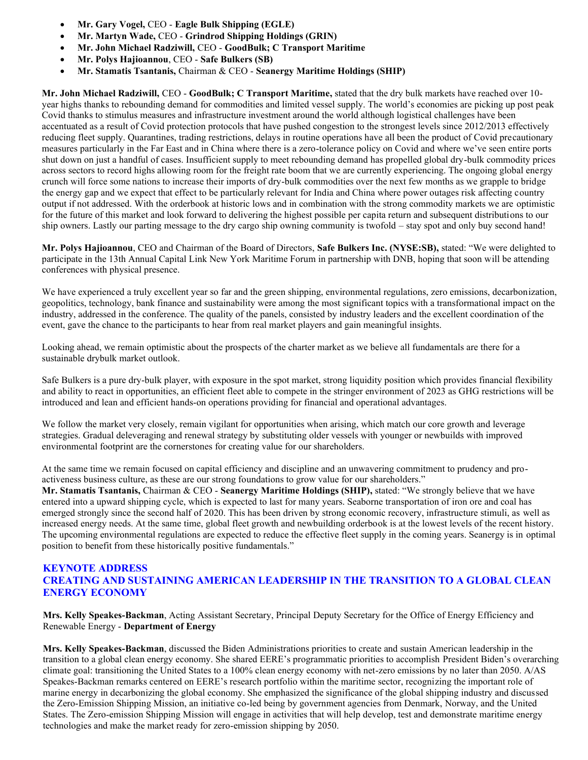- **Mr. Gary Vogel,** CEO - **Eagle Bulk Shipping (EGLE)**
- **Mr. Martyn Wade,** CEO - **Grindrod Shipping Holdings (GRIN)**
- **Mr. John Michael Radziwill,** CEO - **GoodBulk; C Transport Maritime**
- **Mr. Polys Hajioannou**, CEO - **Safe Bulkers (SB)**
- **Mr. Stamatis Tsantanis,** Chairman & CEO - **Seanergy Maritime Holdings (SHIP)**

**Mr. John Michael Radziwill,** CEO - **GoodBulk; C Transport Maritime,** stated that the dry bulk markets have reached over 10-year highs thanks to rebounding demand for commodities and limited vessel supply. The world's economies are picking up post peak Covid thanks to stimulus measures and infrastructure investment around the world although logistical challenges have been accentuated as a result of Covid protection protocols that have pushed congestion to the strongest levels since 2012/2013 effectively reducing fleet supply. Quarantines, trading restrictions, delays in routine operations have all been the product of Covid precautionary measures particularly in the Far East and in China where there is a zero-tolerance policy on Covid and where we've seen entire ports shut down on just a handful of cases. Insufficient supply to meet rebounding demand has propelled global dry-bulk commodity prices across sectors to record highs allowing room for the freight rate boom that we are currently experiencing. The ongoing global energy crunch will force some nations to increase their imports of dry-bulk commodities over the next few months as we grapple to bridge the energy gap and we expect that effect to be particularly relevant for India and China where power outages risk affecting country output if not addressed. With the orderbook at historic lows and in combination with the strong commodity markets we are optimistic for the future of this market and look forward to delivering the highest possible per capita return and subsequent distributions to our ship owners. Lastly our parting message to the dry cargo ship owning community is twofold – stay spot and only buy second hand!

**Mr. Polys Hajioannou**, CEO and Chairman of the Board of Directors, **Safe Bulkers Inc. (NYSE:SB),** stated: "We were delighted to participate in the 13th Annual Capital Link New York Maritime Forum in partnership with DNB, hoping that soon will be attending conferences with physical presence.

We have experienced a truly excellent year so far and the green shipping, environmental regulations, zero emissions, decarbonization, geopolitics, technology, bank finance and sustainability were among the most significant topics with a transformational impact on the industry, addressed in the conference. The quality of the panels, consisted by industry leaders and the excellent coordination of the event, gave the chance to the participants to hear from real market players and gain meaningful insights.

Looking ahead, we remain optimistic about the prospects of the charter market as we believe all fundamentals are there for a sustainable drybulk market outlook.

Safe Bulkers is a pure dry-bulk player, with exposure in the spot market, strong liquidity position which provides financial flexibility and ability to react in opportunities, an efficient fleet able to compete in the stringer environment of 2023 as GHG restrictions will be introduced and lean and efficient hands-on operations providing for financial and operational advantages.

We follow the market very closely, remain vigilant for opportunities when arising, which match our core growth and leverage strategies. Gradual deleveraging and renewal strategy by substituting older vessels with younger or newbuilds with improved environmental footprint are the cornerstones for creating value for our shareholders.

At the same time we remain focused on capital efficiency and discipline and an unwavering commitment to prudency and pro-activeness business culture, as these are our strong foundations to grow value for our shareholders."

**Mr. Stamatis Tsantanis,** Chairman & CEO - **Seanergy Maritime Holdings (SHIP),** stated: "We strongly believe that we have entered into a upward shipping cycle, which is expected to last for many years. Seaborne transportation of iron ore and coal has emerged strongly since the second half of 2020. This has been driven by strong economic recovery, infrastructure stimuli, as well as increased energy needs. At the same time, global fleet growth and newbuilding orderbook is at the lowest levels of the recent history. The upcoming environmental regulations are expected to reduce the effective fleet supply in the coming years. Seanergy is in optimal position to benefit from these historically positive fundamentals."

## KEYNOTE ADDRESS
## CREATING AND SUSTAINING AMERICAN LEADERSHIP IN THE TRANSITION TO A GLOBAL CLEAN ENERGY ECONOMY

**Mrs. Kelly Speakes-Backman**, Acting Assistant Secretary, Principal Deputy Secretary for the Office of Energy Efficiency and Renewable Energy - **Department of Energy**

**Mrs. Kelly Speakes-Backman**, discussed the Biden Administrations priorities to create and sustain American leadership in the transition to a global clean energy economy. She shared EERE's programmatic priorities to accomplish President Biden's overarching climate goal: transitioning the United States to a 100% clean energy economy with net-zero emissions by no later than 2050. A/AS Speakes-Backman remarks centered on EERE's research portfolio within the maritime sector, recognizing the important role of marine energy in decarbonizing the global economy. She emphasized the significance of the global shipping industry and discussed the Zero-Emission Shipping Mission, an initiative co-led being by government agencies from Denmark, Norway, and the United States. The Zero-emission Shipping Mission will engage in activities that will help develop, test and demonstrate maritime energy technologies and make the market ready for zero-emission shipping by 2050.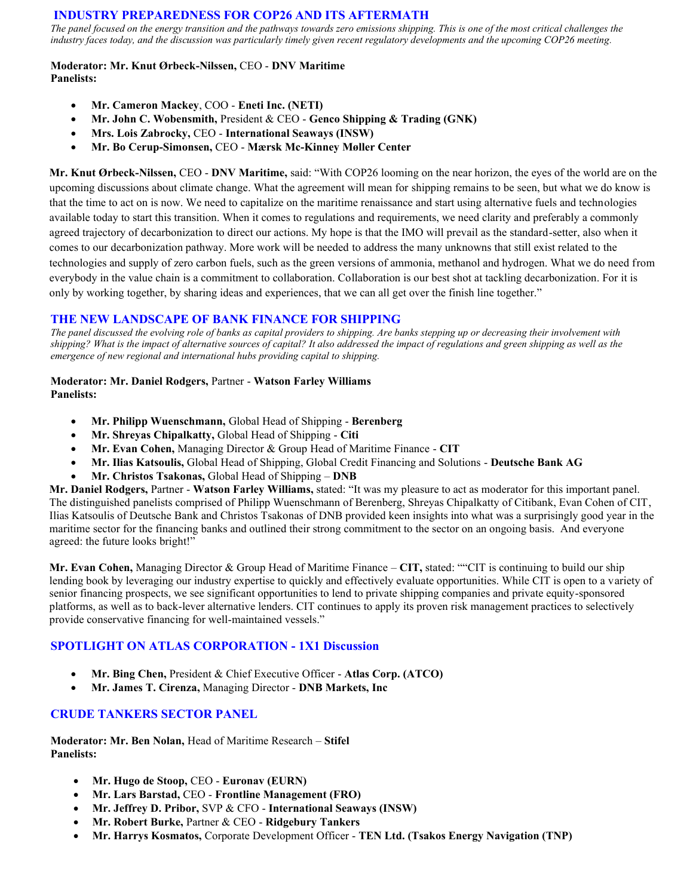## INDUSTRY PREPAREDNESS FOR COP26 AND ITS AFTERMATH

*The panel focused on the energy transition and the pathways towards zero emissions shipping. This is one of the most critical challenges the industry faces today, and the discussion was particularly timely given recent regulatory developments and the upcoming COP26 meeting.*

**Moderator: Mr. Knut Ørbeck-Nilssen,** CEO - **DNV Maritime**
**Panelists:**

- **Mr. Cameron Mackey**, COO - **Eneti Inc. (NETI)**
- **Mr. John C. Wobensmith,** President & CEO - **Genco Shipping & Trading (GNK)**
- **Mrs. Lois Zabrocky,** CEO - **International Seaways (INSW)**
- **Mr. Bo Cerup-Simonsen,** CEO - **Mærsk Mc-Kinney Møller Center**

**Mr. Knut Ørbeck-Nilssen,** CEO - **DNV Maritime,** said: "With COP26 looming on the near horizon, the eyes of the world are on the upcoming discussions about climate change. What the agreement will mean for shipping remains to be seen, but what we do know is that the time to act on is now. We need to capitalize on the maritime renaissance and start using alternative fuels and technologies available today to start this transition. When it comes to regulations and requirements, we need clarity and preferably a commonly agreed trajectory of decarbonization to direct our actions. My hope is that the IMO will prevail as the standard-setter, also when it comes to our decarbonization pathway. More work will be needed to address the many unknowns that still exist related to the technologies and supply of zero carbon fuels, such as the green versions of ammonia, methanol and hydrogen. What we do need from everybody in the value chain is a commitment to collaboration. Collaboration is our best shot at tackling decarbonization. For it is only by working together, by sharing ideas and experiences, that we can all get over the finish line together."

## THE NEW LANDSCAPE OF BANK FINANCE FOR SHIPPING

*The panel discussed the evolving role of banks as capital providers to shipping. Are banks stepping up or decreasing their involvement with shipping? What is the impact of alternative sources of capital? It also addressed the impact of regulations and green shipping as well as the emergence of new regional and international hubs providing capital to shipping.*

**Moderator: Mr. Daniel Rodgers,** Partner - **Watson Farley Williams**
**Panelists:**

- **Mr. Philipp Wuenschmann,** Global Head of Shipping - **Berenberg**
- **Mr. Shreyas Chipalkatty,** Global Head of Shipping - **Citi**
- **Mr. Evan Cohen,** Managing Director & Group Head of Maritime Finance - **CIT**
- **Mr. Ilias Katsoulis,** Global Head of Shipping, Global Credit Financing and Solutions - **Deutsche Bank AG**
- **Mr. Christos Tsakonas,** Global Head of Shipping – **DNB**

**Mr. Daniel Rodgers,** Partner - **Watson Farley Williams,** stated: "It was my pleasure to act as moderator for this important panel. The distinguished panelists comprised of Philipp Wuenschmann of Berenberg, Shreyas Chipalkatty of Citibank, Evan Cohen of CIT, Ilias Katsoulis of Deutsche Bank and Christos Tsakonas of DNB provided keen insights into what was a surprisingly good year in the maritime sector for the financing banks and outlined their strong commitment to the sector on an ongoing basis. And everyone agreed: the future looks bright!"

**Mr. Evan Cohen,** Managing Director & Group Head of Maritime Finance – **CIT,** stated: ""CIT is continuing to build our ship lending book by leveraging our industry expertise to quickly and effectively evaluate opportunities. While CIT is open to a variety of senior financing prospects, we see significant opportunities to lend to private shipping companies and private equity-sponsored platforms, as well as to back-lever alternative lenders. CIT continues to apply its proven risk management practices to selectively provide conservative financing for well-maintained vessels."

## SPOTLIGHT ON ATLAS CORPORATION - 1X1 Discussion

- **Mr. Bing Chen,** President & Chief Executive Officer - **Atlas Corp. (ATCO)**
- **Mr. James T. Cirenza,** Managing Director - **DNB Markets, Inc**

## CRUDE TANKERS SECTOR PANEL

**Moderator: Mr. Ben Nolan,** Head of Maritime Research – **Stifel**
**Panelists:**

- **Mr. Hugo de Stoop,** CEO - **Euronav (EURN)**
- **Mr. Lars Barstad,** CEO - **Frontline Management (FRO)**
- **Mr. Jeffrey D. Pribor,** SVP & CFO - **International Seaways (INSW)**
- **Mr. Robert Burke,** Partner & CEO - **Ridgebury Tankers**
- **Mr. Harrys Kosmatos,** Corporate Development Officer - **TEN Ltd. (Tsakos Energy Navigation (TNP)**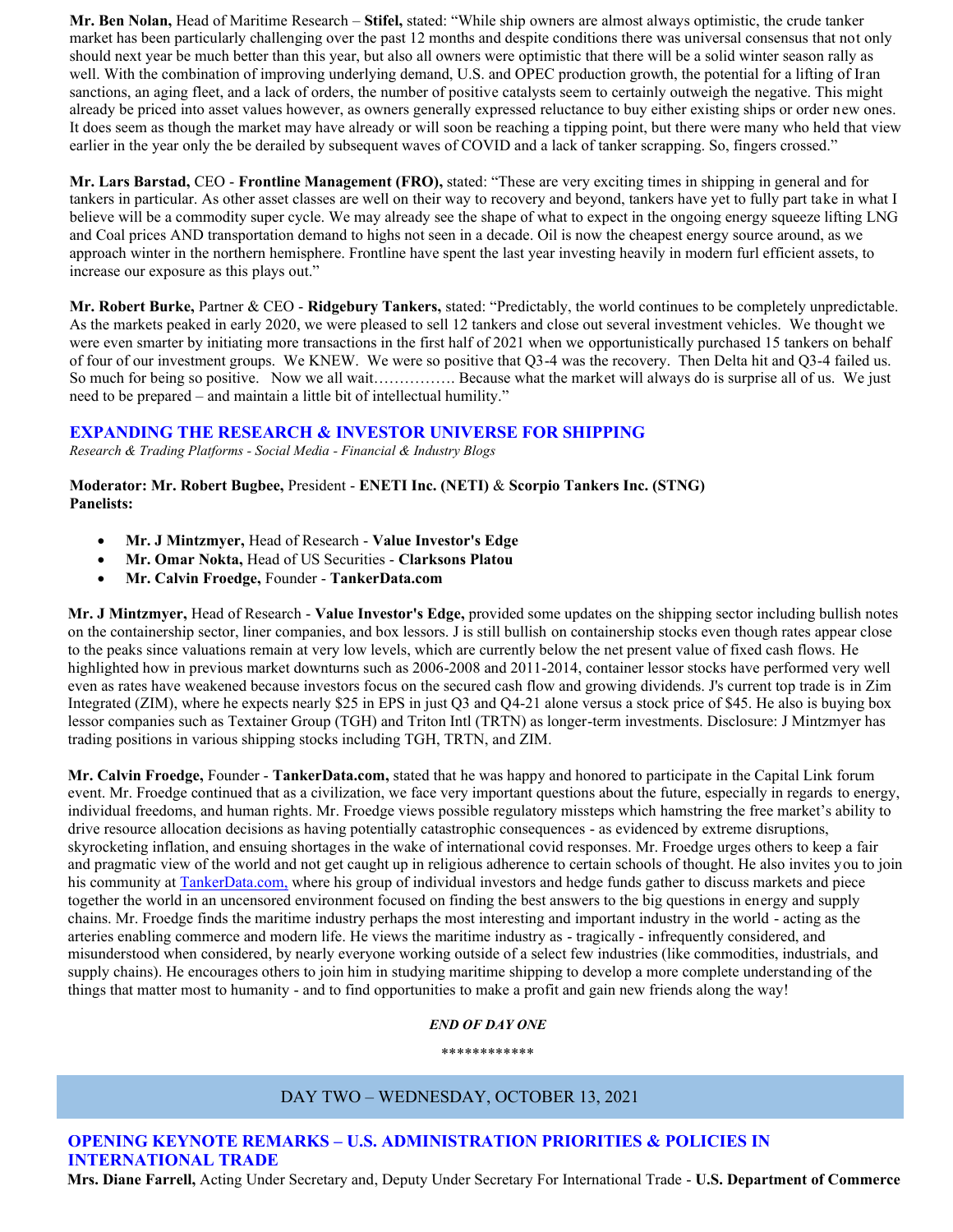**Mr. Ben Nolan,** Head of Maritime Research – **Stifel,** stated: "While ship owners are almost always optimistic, the crude tanker market has been particularly challenging over the past 12 months and despite conditions there was universal consensus that not only should next year be much better than this year, but also all owners were optimistic that there will be a solid winter season rally as well. With the combination of improving underlying demand, U.S. and OPEC production growth, the potential for a lifting of Iran sanctions, an aging fleet, and a lack of orders, the number of positive catalysts seem to certainly outweigh the negative. This might already be priced into asset values however, as owners generally expressed reluctance to buy either existing ships or order new ones. It does seem as though the market may have already or will soon be reaching a tipping point, but there were many who held that view earlier in the year only the be derailed by subsequent waves of COVID and a lack of tanker scrapping. So, fingers crossed."

**Mr. Lars Barstad,** CEO - **Frontline Management (FRO),** stated: "These are very exciting times in shipping in general and for tankers in particular. As other asset classes are well on their way to recovery and beyond, tankers have yet to fully part take in what I believe will be a commodity super cycle. We may already see the shape of what to expect in the ongoing energy squeeze lifting LNG and Coal prices AND transportation demand to highs not seen in a decade. Oil is now the cheapest energy source around, as we approach winter in the northern hemisphere. Frontline have spent the last year investing heavily in modern furl efficient assets, to increase our exposure as this plays out."

**Mr. Robert Burke,** Partner & CEO - **Ridgebury Tankers,** stated: "Predictably, the world continues to be completely unpredictable. As the markets peaked in early 2020, we were pleased to sell 12 tankers and close out several investment vehicles. We thought we were even smarter by initiating more transactions in the first half of 2021 when we opportunistically purchased 15 tankers on behalf of four of our investment groups. We KNEW. We were so positive that Q3-4 was the recovery. Then Delta hit and Q3-4 failed us. So much for being so positive. Now we all wait……………. Because what the market will always do is surprise all of us. We just need to be prepared – and maintain a little bit of intellectual humility."

## EXPANDING THE RESEARCH & INVESTOR UNIVERSE FOR SHIPPING

*Research & Trading Platforms - Social Media - Financial & Industry Blogs*

**Moderator: Mr. Robert Bugbee,** President - **ENETI Inc. (NETI)** & **Scorpio Tankers Inc. (STNG)**
**Panelists:**

- **Mr. J Mintzmyer,** Head of Research - **Value Investor's Edge**
- **Mr. Omar Nokta,** Head of US Securities - **Clarksons Platou**
- **Mr. Calvin Froedge,** Founder - **TankerData.com**

**Mr. J Mintzmyer,** Head of Research - **Value Investor's Edge,** provided some updates on the shipping sector including bullish notes on the containership sector, liner companies, and box lessors. J is still bullish on containership stocks even though rates appear close to the peaks since valuations remain at very low levels, which are currently below the net present value of fixed cash flows. He highlighted how in previous market downturns such as 2006-2008 and 2011-2014, container lessor stocks have performed very well even as rates have weakened because investors focus on the secured cash flow and growing dividends. J's current top trade is in Zim Integrated (ZIM), where he expects nearly $25 in EPS in just Q3 and Q4-21 alone versus a stock price of $45. He also is buying box lessor companies such as Textainer Group (TGH) and Triton Intl (TRTN) as longer-term investments. Disclosure: J Mintzmyer has trading positions in various shipping stocks including TGH, TRTN, and ZIM.

**Mr. Calvin Froedge,** Founder - **TankerData.com,** stated that he was happy and honored to participate in the Capital Link forum event. Mr. Froedge continued that as a civilization, we face very important questions about the future, especially in regards to energy, individual freedoms, and human rights. Mr. Froedge views possible regulatory missteps which hamstring the free market's ability to drive resource allocation decisions as having potentially catastrophic consequences - as evidenced by extreme disruptions, skyrocketing inflation, and ensuing shortages in the wake of international covid responses. Mr. Froedge urges others to keep a fair and pragmatic view of the world and not get caught up in religious adherence to certain schools of thought. He also invites you to join his community at [TankerData.com,](TankerData.com) where his group of individual investors and hedge funds gather to discuss markets and piece together the world in an uncensored environment focused on finding the best answers to the big questions in energy and supply chains. Mr. Froedge finds the maritime industry perhaps the most interesting and important industry in the world - acting as the arteries enabling commerce and modern life. He views the maritime industry as - tragically - infrequently considered, and misunderstood when considered, by nearly everyone working outside of a select few industries (like commodities, industrials, and supply chains). He encourages others to join him in studying maritime shipping to develop a more complete understanding of the things that matter most to humanity - and to find opportunities to make a profit and gain new friends along the way!

*END OF DAY ONE*

************

# DAY TWO – WEDNESDAY, OCTOBER 13, 2021

## OPENING KEYNOTE REMARKS – U.S. ADMINISTRATION PRIORITIES & POLICIES IN INTERNATIONAL TRADE

**Mrs. Diane Farrell,** Acting Under Secretary and, Deputy Under Secretary For International Trade - **U.S. Department of Commerce**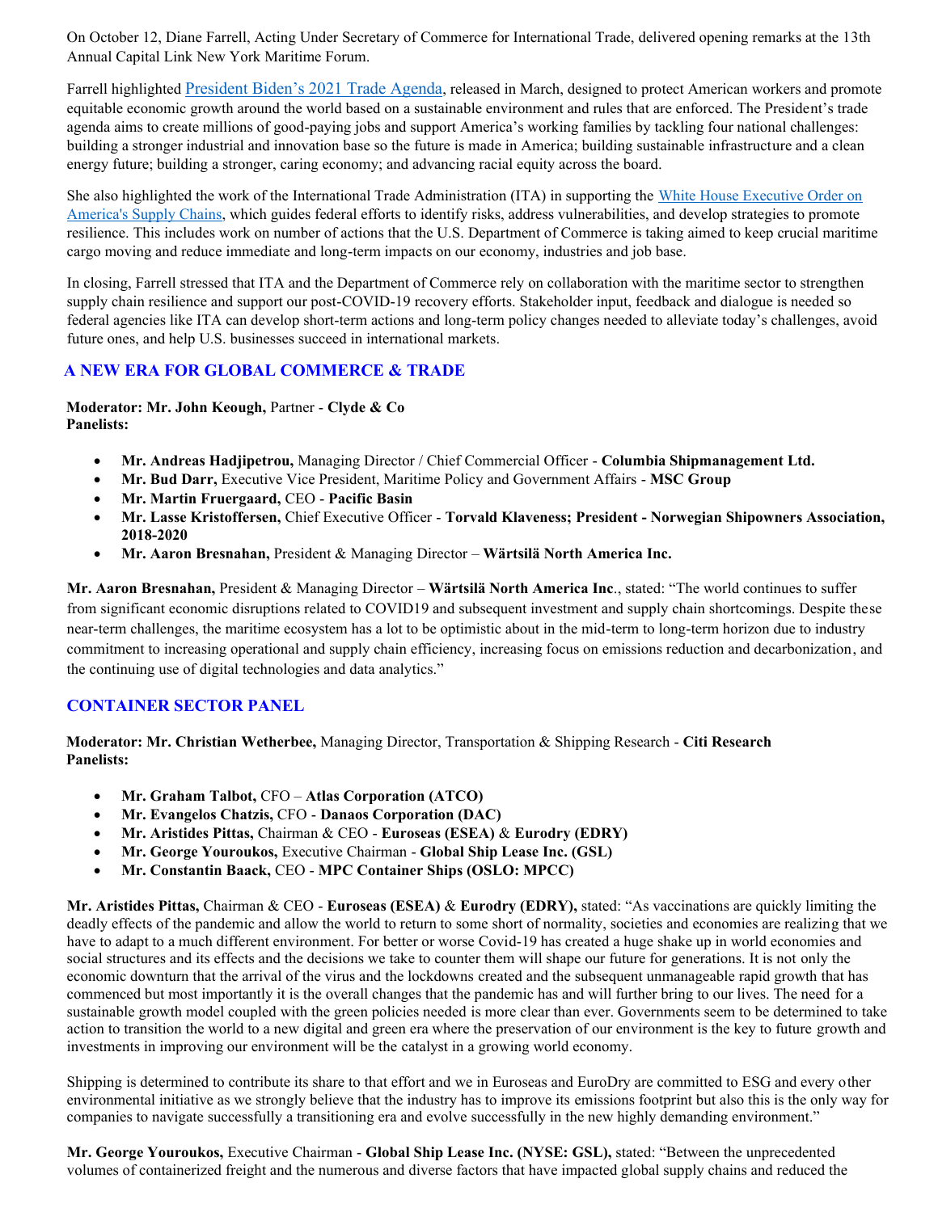On October 12, Diane Farrell, Acting Under Secretary of Commerce for International Trade, delivered opening remarks at the 13th Annual Capital Link New York Maritime Forum.

Farrell highlighted President Biden's 2021 Trade Agenda, released in March, designed to protect American workers and promote equitable economic growth around the world based on a sustainable environment and rules that are enforced. The President's trade agenda aims to create millions of good-paying jobs and support America's working families by tackling four national challenges: building a stronger industrial and innovation base so the future is made in America; building sustainable infrastructure and a clean energy future; building a stronger, caring economy; and advancing racial equity across the board.

She also highlighted the work of the International Trade Administration (ITA) in supporting the White House Executive Order on America's Supply Chains, which guides federal efforts to identify risks, address vulnerabilities, and develop strategies to promote resilience. This includes work on number of actions that the U.S. Department of Commerce is taking aimed to keep crucial maritime cargo moving and reduce immediate and long-term impacts on our economy, industries and job base.

In closing, Farrell stressed that ITA and the Department of Commerce rely on collaboration with the maritime sector to strengthen supply chain resilience and support our post-COVID-19 recovery efforts. Stakeholder input, feedback and dialogue is needed so federal agencies like ITA can develop short-term actions and long-term policy changes needed to alleviate today's challenges, avoid future ones, and help U.S. businesses succeed in international markets.

## A NEW ERA FOR GLOBAL COMMERCE & TRADE

**Moderator: Mr. John Keough,** Partner - **Clyde & Co**
**Panelists:**

- **Mr. Andreas Hadjipetrou,** Managing Director / Chief Commercial Officer - **Columbia Shipmanagement Ltd.**
- **Mr. Bud Darr,** Executive Vice President, Maritime Policy and Government Affairs - **MSC Group**
- **Mr. Martin Fruergaard,** CEO - **Pacific Basin**
- **Mr. Lasse Kristoffersen,** Chief Executive Officer - **Torvald Klaveness; President - Norwegian Shipowners Association, 2018-2020**
- **Mr. Aaron Bresnahan,** President & Managing Director – **Wärtsilä North America Inc.**

**Mr. Aaron Bresnahan,** President & Managing Director – **Wärtsilä North America Inc**., stated: "The world continues to suffer from significant economic disruptions related to COVID19 and subsequent investment and supply chain shortcomings. Despite these near-term challenges, the maritime ecosystem has a lot to be optimistic about in the mid-term to long-term horizon due to industry commitment to increasing operational and supply chain efficiency, increasing focus on emissions reduction and decarbonization, and the continuing use of digital technologies and data analytics."

## CONTAINER SECTOR PANEL

**Moderator: Mr. Christian Wetherbee,** Managing Director, Transportation & Shipping Research - **Citi Research**
**Panelists:**

- **Mr. Graham Talbot,** CFO – **Atlas Corporation (ATCO)**
- **Mr. Evangelos Chatzis,** CFO - **Danaos Corporation (DAC)**
- **Mr. Aristides Pittas,** Chairman & CEO - **Euroseas (ESEA)** & **Eurodry (EDRY)**
- **Mr. George Youroukos,** Executive Chairman - **Global Ship Lease Inc. (GSL)**
- **Mr. Constantin Baack,** CEO - **MPC Container Ships (OSLO: MPCC)**

**Mr. Aristides Pittas,** Chairman & CEO - **Euroseas (ESEA)** & **Eurodry (EDRY),** stated: "As vaccinations are quickly limiting the deadly effects of the pandemic and allow the world to return to some short of normality, societies and economies are realizing that we have to adapt to a much different environment. For better or worse Covid-19 has created a huge shake up in world economies and social structures and its effects and the decisions we take to counter them will shape our future for generations. It is not only the economic downturn that the arrival of the virus and the lockdowns created and the subsequent unmanageable rapid growth that has commenced but most importantly it is the overall changes that the pandemic has and will further bring to our lives. The need for a sustainable growth model coupled with the green policies needed is more clear than ever. Governments seem to be determined to take action to transition the world to a new digital and green era where the preservation of our environment is the key to future growth and investments in improving our environment will be the catalyst in a growing world economy.

Shipping is determined to contribute its share to that effort and we in Euroseas and EuroDry are committed to ESG and every other environmental initiative as we strongly believe that the industry has to improve its emissions footprint but also this is the only way for companies to navigate successfully a transitioning era and evolve successfully in the new highly demanding environment."

**Mr. George Youroukos,** Executive Chairman - **Global Ship Lease Inc. (NYSE: GSL),** stated: "Between the unprecedented volumes of containerized freight and the numerous and diverse factors that have impacted global supply chains and reduced the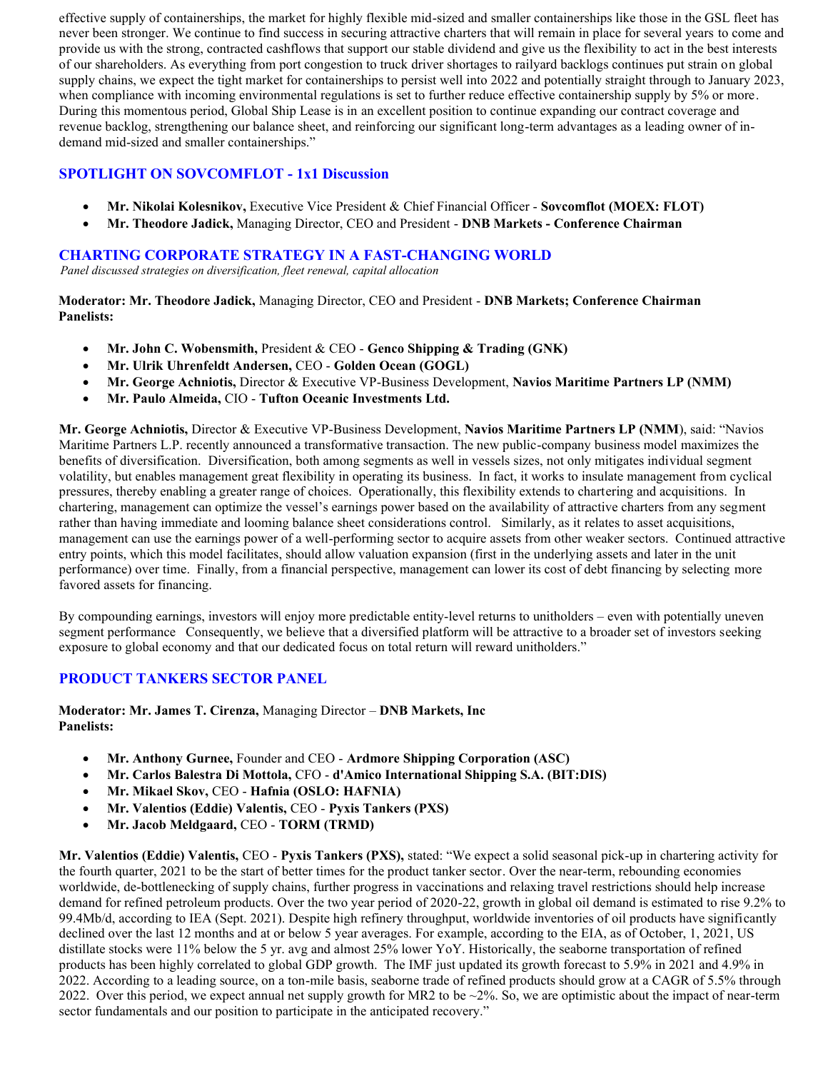effective supply of containerships, the market for highly flexible mid-sized and smaller containerships like those in the GSL fleet has never been stronger. We continue to find success in securing attractive charters that will remain in place for several years to come and provide us with the strong, contracted cashflows that support our stable dividend and give us the flexibility to act in the best interests of our shareholders. As everything from port congestion to truck driver shortages to railyard backlogs continues put strain on global supply chains, we expect the tight market for containerships to persist well into 2022 and potentially straight through to January 2023, when compliance with incoming environmental regulations is set to further reduce effective containership supply by 5% or more. During this momentous period, Global Ship Lease is in an excellent position to continue expanding our contract coverage and revenue backlog, strengthening our balance sheet, and reinforcing our significant long-term advantages as a leading owner of in-demand mid-sized and smaller containerships."

## SPOTLIGHT ON SOVCOMFLOT - 1x1 Discussion

- **Mr. Nikolai Kolesnikov,** Executive Vice President & Chief Financial Officer - **Sovcomflot (MOEX: FLOT)**
- **Mr. Theodore Jadick,** Managing Director, CEO and President - **DNB Markets - Conference Chairman**

## CHARTING CORPORATE STRATEGY IN A FAST-CHANGING WORLD

*Panel discussed strategies on diversification, fleet renewal, capital allocation*

**Moderator: Mr. Theodore Jadick,** Managing Director, CEO and President - **DNB Markets; Conference Chairman**
**Panelists:**

- **Mr. John C. Wobensmith,** President & CEO - **Genco Shipping & Trading (GNK)**
- **Mr. Ulrik Uhrenfeldt Andersen,** CEO - **Golden Ocean (GOGL)**
- **Mr. George Achniotis,** Director & Executive VP-Business Development, **Navios Maritime Partners LP (NMM)**
- **Mr. Paulo Almeida,** CIO - **Tufton Oceanic Investments Ltd.**

**Mr. George Achniotis,** Director & Executive VP-Business Development, **Navios Maritime Partners LP (NMM**), said: "Navios Maritime Partners L.P. recently announced a transformative transaction. The new public-company business model maximizes the benefits of diversification. Diversification, both among segments as well in vessels sizes, not only mitigates individual segment volatility, but enables management great flexibility in operating its business. In fact, it works to insulate management from cyclical pressures, thereby enabling a greater range of choices. Operationally, this flexibility extends to chartering and acquisitions. In chartering, management can optimize the vessel's earnings power based on the availability of attractive charters from any segment rather than having immediate and looming balance sheet considerations control. Similarly, as it relates to asset acquisitions, management can use the earnings power of a well-performing sector to acquire assets from other weaker sectors. Continued attractive entry points, which this model facilitates, should allow valuation expansion (first in the underlying assets and later in the unit performance) over time. Finally, from a financial perspective, management can lower its cost of debt financing by selecting more favored assets for financing.

By compounding earnings, investors will enjoy more predictable entity-level returns to unitholders – even with potentially uneven segment performance Consequently, we believe that a diversified platform will be attractive to a broader set of investors seeking exposure to global economy and that our dedicated focus on total return will reward unitholders."

## PRODUCT TANKERS SECTOR PANEL

**Moderator: Mr. James T. Cirenza,** Managing Director – **DNB Markets, Inc**
**Panelists:**

- **Mr. Anthony Gurnee,** Founder and CEO - **Ardmore Shipping Corporation (ASC)**
- **Mr. Carlos Balestra Di Mottola,** CFO - **d'Amico International Shipping S.A. (BIT:DIS)**
- **Mr. Mikael Skov,** CEO - **Hafnia (OSLO: HAFNIA)**
- **Mr. Valentios (Eddie) Valentis,** CEO - **Pyxis Tankers (PXS)**
- **Mr. Jacob Meldgaard,** CEO - **TORM (TRMD)**

**Mr. Valentios (Eddie) Valentis,** CEO - **Pyxis Tankers (PXS),** stated: "We expect a solid seasonal pick-up in chartering activity for the fourth quarter, 2021 to be the start of better times for the product tanker sector. Over the near-term, rebounding economies worldwide, de-bottlenecking of supply chains, further progress in vaccinations and relaxing travel restrictions should help increase demand for refined petroleum products. Over the two year period of 2020-22, growth in global oil demand is estimated to rise 9.2% to 99.4Mb/d, according to IEA (Sept. 2021). Despite high refinery throughput, worldwide inventories of oil products have significantly declined over the last 12 months and at or below 5 year averages. For example, according to the EIA, as of October, 1, 2021, US distillate stocks were 11% below the 5 yr. avg and almost 25% lower YoY. Historically, the seaborne transportation of refined products has been highly correlated to global GDP growth. The IMF just updated its growth forecast to 5.9% in 2021 and 4.9% in 2022. According to a leading source, on a ton-mile basis, seaborne trade of refined products should grow at a CAGR of 5.5% through 2022. Over this period, we expect annual net supply growth for MR2 to be ~2%. So, we are optimistic about the impact of near-term sector fundamentals and our position to participate in the anticipated recovery."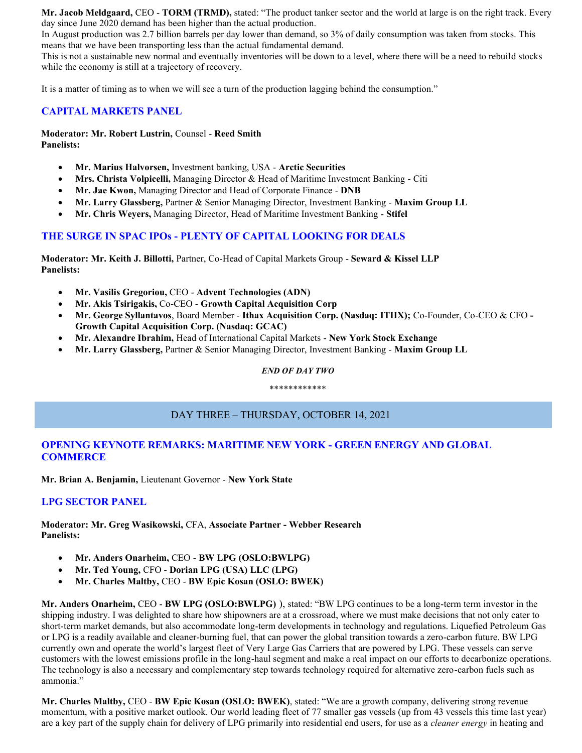**Mr. Jacob Meldgaard,** CEO - **TORM (TRMD),** stated: "The product tanker sector and the world at large is on the right track. Every day since June 2020 demand has been higher than the actual production.
In August production was 2.7 billion barrels per day lower than demand, so 3% of daily consumption was taken from stocks. This means that we have been transporting less than the actual fundamental demand.
This is not a sustainable new normal and eventually inventories will be down to a level, where there will be a need to rebuild stocks while the economy is still at a trajectory of recovery.

It is a matter of timing as to when we will see a turn of the production lagging behind the consumption."

## CAPITAL MARKETS PANEL

**Moderator: Mr. Robert Lustrin,** Counsel - **Reed Smith**
**Panelists:**

- **Mr. Marius Halvorsen,** Investment banking, USA - **Arctic Securities**
- **Mrs. Christa Volpicelli,** Managing Director & Head of Maritime Investment Banking - Citi
- **Mr. Jae Kwon,** Managing Director and Head of Corporate Finance - **DNB**
- **Mr. Larry Glassberg,** Partner & Senior Managing Director, Investment Banking - **Maxim Group LL**
- **Mr. Chris Weyers,** Managing Director, Head of Maritime Investment Banking - **Stifel**

## THE SURGE IN SPAC IPOs - PLENTY OF CAPITAL LOOKING FOR DEALS

**Moderator: Mr. Keith J. Billotti,** Partner, Co-Head of Capital Markets Group - **Seward & Kissel LLP**
**Panelists:**

- **Mr. Vasilis Gregoriou,** CEO - **Advent Technologies (ADN)**
- **Mr. Akis Tsirigakis,** Co-CEO - **Growth Capital Acquisition Corp**
- **Mr. George Syllantavos**, Board Member - **Ithax Acquisition Corp. (Nasdaq: ITHX);** Co-Founder, Co-CEO & CFO **- Growth Capital Acquisition Corp. (Nasdaq: GCAC)**
- **Mr. Alexandre Ibrahim,** Head of International Capital Markets - **New York Stock Exchange**
- **Mr. Larry Glassberg,** Partner & Senior Managing Director, Investment Banking - **Maxim Group LL**

***END OF DAY TWO***

************

# DAY THREE – THURSDAY, OCTOBER 14, 2021

## OPENING KEYNOTE REMARKS: MARITIME NEW YORK - GREEN ENERGY AND GLOBAL COMMERCE

**Mr. Brian A. Benjamin,** Lieutenant Governor - **New York State**

## LPG SECTOR PANEL

**Moderator: Mr. Greg Wasikowski,** CFA, **Associate Partner - Webber Research**
**Panelists:**

- **Mr. Anders Onarheim,** CEO - **BW LPG (OSLO:BWLPG)**
- **Mr. Ted Young,** CFO - **Dorian LPG (USA) LLC (LPG)**
- **Mr. Charles Maltby,** CEO - **BW Epic Kosan (OSLO: BWEK)**

**Mr. Anders Onarheim,** CEO - **BW LPG (OSLO:BWLPG)** ), stated: "BW LPG continues to be a long-term term investor in the shipping industry. I was delighted to share how shipowners are at a crossroad, where we must make decisions that not only cater to short-term market demands, but also accommodate long-term developments in technology and regulations. Liquefied Petroleum Gas or LPG is a readily available and cleaner-burning fuel, that can power the global transition towards a zero-carbon future. BW LPG currently own and operate the world's largest fleet of Very Large Gas Carriers that are powered by LPG. These vessels can serve customers with the lowest emissions profile in the long-haul segment and make a real impact on our efforts to decarbonize operations. The technology is also a necessary and complementary step towards technology required for alternative zero-carbon fuels such as ammonia."

**Mr. Charles Maltby,** CEO - **BW Epic Kosan (OSLO: BWEK)**, stated: "We are a growth company, delivering strong revenue momentum, with a positive market outlook. Our world leading fleet of 77 smaller gas vessels (up from 43 vessels this time last year) are a key part of the supply chain for delivery of LPG primarily into residential end users, for use as a *cleaner energy* in heating and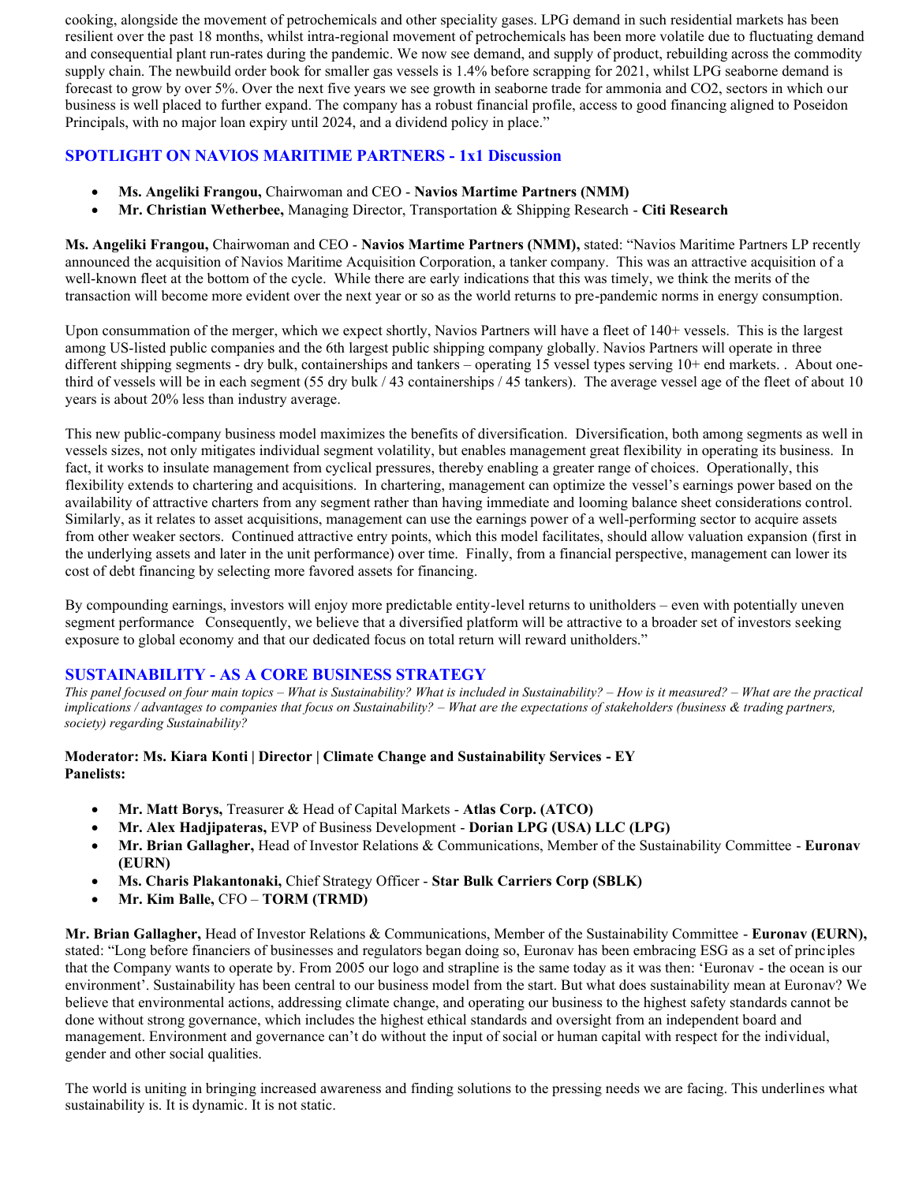cooking, alongside the movement of petrochemicals and other speciality gases. LPG demand in such residential markets has been resilient over the past 18 months, whilst intra-regional movement of petrochemicals has been more volatile due to fluctuating demand and consequential plant run-rates during the pandemic. We now see demand, and supply of product, rebuilding across the commodity supply chain. The newbuild order book for smaller gas vessels is 1.4% before scrapping for 2021, whilst LPG seaborne demand is forecast to grow by over 5%. Over the next five years we see growth in seaborne trade for ammonia and CO2, sectors in which our business is well placed to further expand. The company has a robust financial profile, access to good financing aligned to Poseidon Principals, with no major loan expiry until 2024, and a dividend policy in place."

## SPOTLIGHT ON NAVIOS MARITIME PARTNERS - 1x1 Discussion

- **Ms. Angeliki Frangou,** Chairwoman and CEO - **Navios Martime Partners (NMM)**
- **Mr. Christian Wetherbee,** Managing Director, Transportation & Shipping Research - **Citi Research**

**Ms. Angeliki Frangou,** Chairwoman and CEO - **Navios Martime Partners (NMM),** stated: "Navios Maritime Partners LP recently announced the acquisition of Navios Maritime Acquisition Corporation, a tanker company. This was an attractive acquisition of a well-known fleet at the bottom of the cycle. While there are early indications that this was timely, we think the merits of the transaction will become more evident over the next year or so as the world returns to pre-pandemic norms in energy consumption.

Upon consummation of the merger, which we expect shortly, Navios Partners will have a fleet of 140+ vessels. This is the largest among US-listed public companies and the 6th largest public shipping company globally. Navios Partners will operate in three different shipping segments - dry bulk, containerships and tankers – operating 15 vessel types serving 10+ end markets. . About one-third of vessels will be in each segment (55 dry bulk / 43 containerships / 45 tankers). The average vessel age of the fleet of about 10 years is about 20% less than industry average.

This new public-company business model maximizes the benefits of diversification. Diversification, both among segments as well in vessels sizes, not only mitigates individual segment volatility, but enables management great flexibility in operating its business. In fact, it works to insulate management from cyclical pressures, thereby enabling a greater range of choices. Operationally, this flexibility extends to chartering and acquisitions. In chartering, management can optimize the vessel's earnings power based on the availability of attractive charters from any segment rather than having immediate and looming balance sheet considerations control. Similarly, as it relates to asset acquisitions, management can use the earnings power of a well-performing sector to acquire assets from other weaker sectors. Continued attractive entry points, which this model facilitates, should allow valuation expansion (first in the underlying assets and later in the unit performance) over time. Finally, from a financial perspective, management can lower its cost of debt financing by selecting more favored assets for financing.

By compounding earnings, investors will enjoy more predictable entity-level returns to unitholders – even with potentially uneven segment performance Consequently, we believe that a diversified platform will be attractive to a broader set of investors seeking exposure to global economy and that our dedicated focus on total return will reward unitholders."

## SUSTAINABILITY - AS A CORE BUSINESS STRATEGY

*This panel focused on four main topics – What is Sustainability? What is included in Sustainability? – How is it measured? – What are the practical implications / advantages to companies that focus on Sustainability? – What are the expectations of stakeholders (business & trading partners, society) regarding Sustainability?*

**Moderator: Ms. Kiara Konti | Director | Climate Change and Sustainability Services - EY**
**Panelists:**

- **Mr. Matt Borys,** Treasurer & Head of Capital Markets - **Atlas Corp. (ATCO)**
- **Mr. Alex Hadjipateras,** EVP of Business Development - **Dorian LPG (USA) LLC (LPG)**
- **Mr. Brian Gallagher,** Head of Investor Relations & Communications, Member of the Sustainability Committee - **Euronav (EURN)**
- **Ms. Charis Plakantonaki,** Chief Strategy Officer - **Star Bulk Carriers Corp (SBLK)**
- **Mr. Kim Balle,** CFO – **TORM (TRMD)**

**Mr. Brian Gallagher,** Head of Investor Relations & Communications, Member of the Sustainability Committee - **Euronav (EURN),** stated: "Long before financiers of businesses and regulators began doing so, Euronav has been embracing ESG as a set of principles that the Company wants to operate by. From 2005 our logo and strapline is the same today as it was then: 'Euronav - the ocean is our environment'. Sustainability has been central to our business model from the start. But what does sustainability mean at Euronav? We believe that environmental actions, addressing climate change, and operating our business to the highest safety standards cannot be done without strong governance, which includes the highest ethical standards and oversight from an independent board and management. Environment and governance can't do without the input of social or human capital with respect for the individual, gender and other social qualities.

The world is uniting in bringing increased awareness and finding solutions to the pressing needs we are facing. This underlines what sustainability is. It is dynamic. It is not static.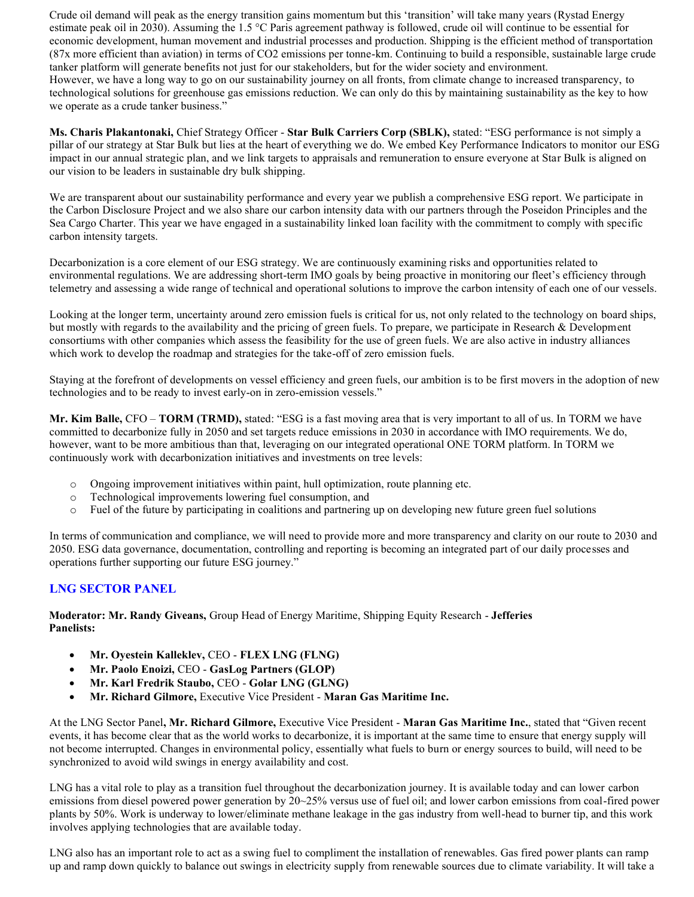Crude oil demand will peak as the energy transition gains momentum but this 'transition' will take many years (Rystad Energy estimate peak oil in 2030). Assuming the 1.5 °C Paris agreement pathway is followed, crude oil will continue to be essential for economic development, human movement and industrial processes and production. Shipping is the efficient method of transportation (87x more efficient than aviation) in terms of $CO_2$ emissions per tonne-km. Continuing to build a responsible, sustainable large crude tanker platform will generate benefits not just for our stakeholders, but for the wider society and environment.
However, we have a long way to go on our sustainability journey on all fronts, from climate change to increased transparency, to technological solutions for greenhouse gas emissions reduction. We can only do this by maintaining sustainability as the key to how we operate as a crude tanker business."

**Ms. Charis Plakantonaki,** Chief Strategy Officer - **Star Bulk Carriers Corp (SBLK),** stated: "ESG performance is not simply a pillar of our strategy at Star Bulk but lies at the heart of everything we do. We embed Key Performance Indicators to monitor our ESG impact in our annual strategic plan, and we link targets to appraisals and remuneration to ensure everyone at Star Bulk is aligned on our vision to be leaders in sustainable dry bulk shipping.

We are transparent about our sustainability performance and every year we publish a comprehensive ESG report. We participate in the Carbon Disclosure Project and we also share our carbon intensity data with our partners through the Poseidon Principles and the Sea Cargo Charter. This year we have engaged in a sustainability linked loan facility with the commitment to comply with specific carbon intensity targets.

Decarbonization is a core element of our ESG strategy. We are continuously examining risks and opportunities related to environmental regulations. We are addressing short-term IMO goals by being proactive in monitoring our fleet's efficiency through telemetry and assessing a wide range of technical and operational solutions to improve the carbon intensity of each one of our vessels.

Looking at the longer term, uncertainty around zero emission fuels is critical for us, not only related to the technology on board ships, but mostly with regards to the availability and the pricing of green fuels. To prepare, we participate in Research & Development consortiums with other companies which assess the feasibility for the use of green fuels. We are also active in industry alliances which work to develop the roadmap and strategies for the take-off of zero emission fuels.

Staying at the forefront of developments on vessel efficiency and green fuels, our ambition is to be first movers in the adoption of new technologies and to be ready to invest early-on in zero-emission vessels."

**Mr. Kim Balle,** CFO – **TORM (TRMD),** stated: "ESG is a fast moving area that is very important to all of us. In TORM we have committed to decarbonize fully in 2050 and set targets reduce emissions in 2030 in accordance with IMO requirements. We do, however, want to be more ambitious than that, leveraging on our integrated operational ONE TORM platform. In TORM we continuously work with decarbonization initiatives and investments on tree levels:

- Ongoing improvement initiatives within paint, hull optimization, route planning etc.
- Technological improvements lowering fuel consumption, and
- Fuel of the future by participating in coalitions and partnering up on developing new future green fuel solutions

In terms of communication and compliance, we will need to provide more and more transparency and clarity on our route to 2030 and 2050. ESG data governance, documentation, controlling and reporting is becoming an integrated part of our daily processes and operations further supporting our future ESG journey."

## LNG SECTOR PANEL

**Moderator: Mr. Randy Giveans,** Group Head of Energy Maritime, Shipping Equity Research - **Jefferies**
**Panelists:**

- **Mr. Oyestein Kalleklev,** CEO - **FLEX LNG (FLNG)**
- **Mr. Paolo Enoizi,** CEO - **GasLog Partners (GLOP)**
- **Mr. Karl Fredrik Staubo,** CEO - **Golar LNG (GLNG)**
- **Mr. Richard Gilmore,** Executive Vice President - **Maran Gas Maritime Inc.**

At the LNG Sector Panel**, Mr. Richard Gilmore,** Executive Vice President - **Maran Gas Maritime Inc.**, stated that "Given recent events, it has become clear that as the world works to decarbonize, it is important at the same time to ensure that energy supply will not become interrupted. Changes in environmental policy, essentially what fuels to burn or energy sources to build, will need to be synchronized to avoid wild swings in energy availability and cost.

LNG has a vital role to play as a transition fuel throughout the decarbonization journey. It is available today and can lower carbon emissions from diesel powered power generation by 20~25% versus use of fuel oil; and lower carbon emissions from coal-fired power plants by 50%. Work is underway to lower/eliminate methane leakage in the gas industry from well-head to burner tip, and this work involves applying technologies that are available today.

LNG also has an important role to act as a swing fuel to compliment the installation of renewables. Gas fired power plants can ramp up and ramp down quickly to balance out swings in electricity supply from renewable sources due to climate variability. It will take a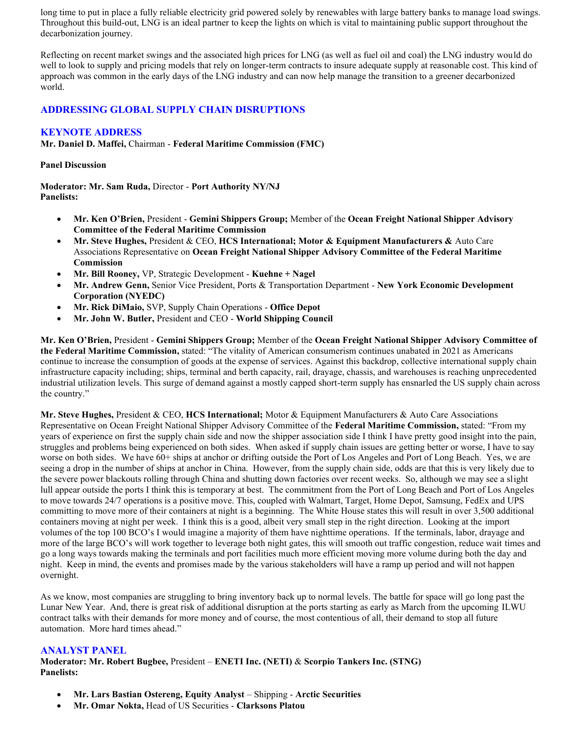long time to put in place a fully reliable electricity grid powered solely by renewables with large battery banks to manage load swings. Throughout this build-out, LNG is an ideal partner to keep the lights on which is vital to maintaining public support throughout the decarbonization journey.

Reflecting on recent market swings and the associated high prices for LNG (as well as fuel oil and coal) the LNG industry would do well to look to supply and pricing models that rely on longer-term contracts to insure adequate supply at reasonable cost. This kind of approach was common in the early days of the LNG industry and can now help manage the transition to a greener decarbonized world.

## ADDRESSING GLOBAL SUPPLY CHAIN DISRUPTIONS

## KEYNOTE ADDRESS

**Mr. Daniel D. Maffei,** Chairman - **Federal Maritime Commission (FMC)**

**Panel Discussion**

**Moderator: Mr. Sam Ruda,** Director - **Port Authority NY/NJ**
**Panelists:**

- **Mr. Ken O'Brien,** President - **Gemini Shippers Group;** Member of the **Ocean Freight National Shipper Advisory Committee of the Federal Maritime Commission**
- **Mr. Steve Hughes,** President & CEO, **HCS International; Motor & Equipment Manufacturers &** Auto Care Associations Representative on **Ocean Freight National Shipper Advisory Committee of the Federal Maritime Commission**
- **Mr. Bill Rooney,** VP, Strategic Development - **Kuehne + Nagel**
- **Mr. Andrew Genn,** Senior Vice President, Ports & Transportation Department - **New York Economic Development Corporation (NYEDC)**
- **Mr. Rick DiMaio,** SVP, Supply Chain Operations - **Office Depot**
- **Mr. John W. Butler,** President and CEO - **World Shipping Council**

**Mr. Ken O'Brien,** President - **Gemini Shippers Group;** Member of the **Ocean Freight National Shipper Advisory Committee of the Federal Maritime Commission,** stated: "The vitality of American consumerism continues unabated in 2021 as Americans continue to increase the consumption of goods at the expense of services. Against this backdrop, collective international supply chain infrastructure capacity including; ships, terminal and berth capacity, rail, drayage, chassis, and warehouses is reaching unprecedented industrial utilization levels. This surge of demand against a mostly capped short-term supply has ensnarled the US supply chain across the country."

**Mr. Steve Hughes,** President & CEO, **HCS International;** Motor & Equipment Manufacturers & Auto Care Associations Representative on Ocean Freight National Shipper Advisory Committee of the **Federal Maritime Commission,** stated: "From my years of experience on first the supply chain side and now the shipper association side I think I have pretty good insight into the pain, struggles and problems being experienced on both sides. When asked if supply chain issues are getting better or worse, I have to say worse on both sides. We have 60+ ships at anchor or drifting outside the Port of Los Angeles and Port of Long Beach. Yes, we are seeing a drop in the number of ships at anchor in China. However, from the supply chain side, odds are that this is very likely due to the severe power blackouts rolling through China and shutting down factories over recent weeks. So, although we may see a slight lull appear outside the ports I think this is temporary at best. The commitment from the Port of Long Beach and Port of Los Angeles to move towards 24/7 operations is a positive move. This, coupled with Walmart, Target, Home Depot, Samsung, FedEx and UPS committing to move more of their containers at night is a beginning. The White House states this will result in over 3,500 additional containers moving at night per week. I think this is a good, albeit very small step in the right direction. Looking at the import volumes of the top 100 BCO's I would imagine a majority of them have nighttime operations. If the terminals, labor, drayage and more of the large BCO's will work together to leverage both night gates, this will smooth out traffic congestion, reduce wait times and go a long ways towards making the terminals and port facilities much more efficient moving more volume during both the day and night. Keep in mind, the events and promises made by the various stakeholders will have a ramp up period and will not happen overnight.

As we know, most companies are struggling to bring inventory back up to normal levels. The battle for space will go long past the Lunar New Year. And, there is great risk of additional disruption at the ports starting as early as March from the upcoming ILWU contract talks with their demands for more money and of course, the most contentious of all, their demand to stop all future automation. More hard times ahead."

## ANALYST PANEL

**Moderator: Mr. Robert Bugbee,** President – **ENETI Inc. (NETI)** & **Scorpio Tankers Inc. (STNG)**
**Panelists:**

- **Mr. Lars Bastian Ostereng, Equity Analyst** – Shipping - **Arctic Securities**
- **Mr. Omar Nokta,** Head of US Securities - **Clarksons Platou**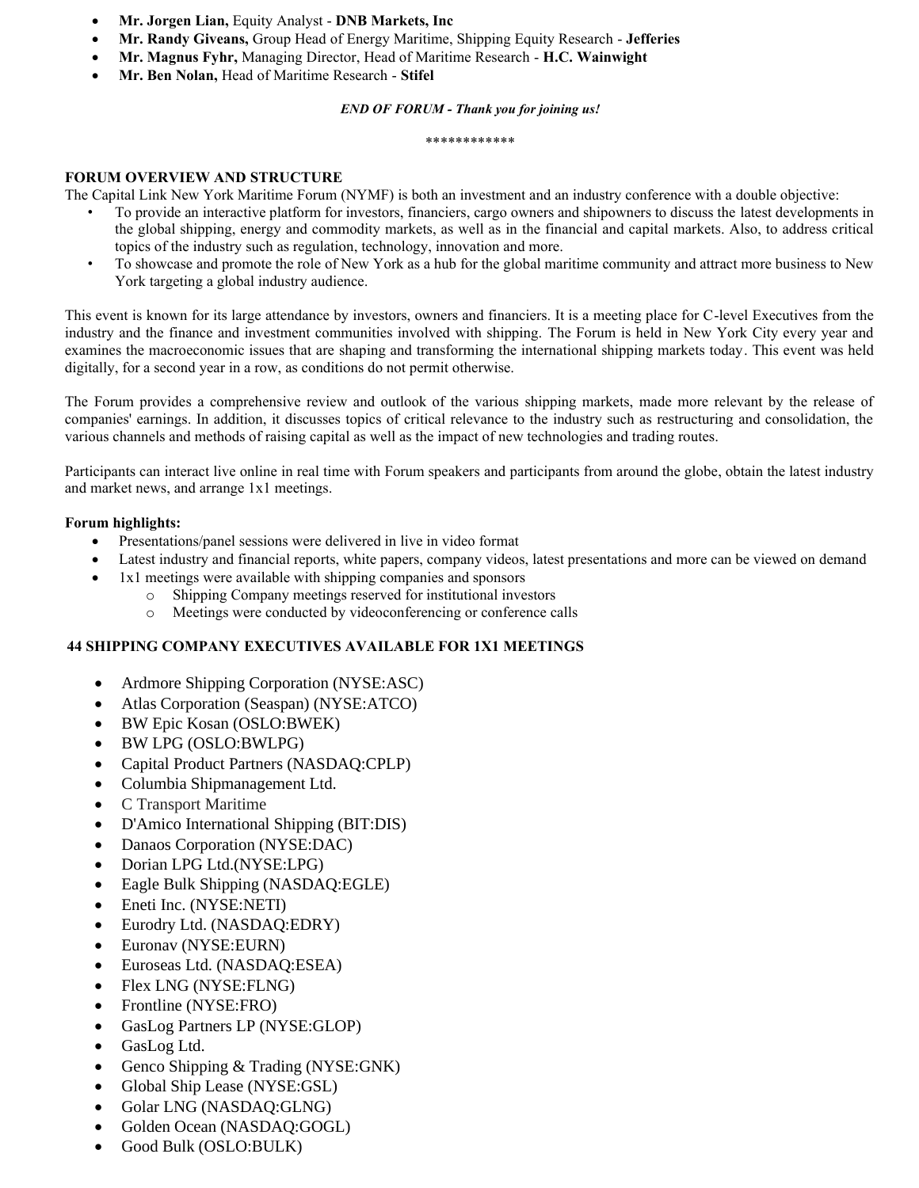- **Mr. Jorgen Lian,** Equity Analyst - **DNB Markets, Inc**
- **Mr. Randy Giveans,** Group Head of Energy Maritime, Shipping Equity Research - **Jefferies**
- **Mr. Magnus Fyhr,** Managing Director, Head of Maritime Research - **H.C. Wainwight**
- **Mr. Ben Nolan,** Head of Maritime Research - **Stifel**

***END OF FORUM - Thank you for joining us!***

************

**FORUM OVERVIEW AND STRUCTURE**

The Capital Link New York Maritime Forum (NYMF) is both an investment and an industry conference with a double objective:

- To provide an interactive platform for investors, financiers, cargo owners and shipowners to discuss the latest developments in the global shipping, energy and commodity markets, as well as in the financial and capital markets. Also, to address critical topics of the industry such as regulation, technology, innovation and more.
- To showcase and promote the role of New York as a hub for the global maritime community and attract more business to New York targeting a global industry audience.

This event is known for its large attendance by investors, owners and financiers. It is a meeting place for C-level Executives from the industry and the finance and investment communities involved with shipping. The Forum is held in New York City every year and examines the macroeconomic issues that are shaping and transforming the international shipping markets today. This event was held digitally, for a second year in a row, as conditions do not permit otherwise.

The Forum provides a comprehensive review and outlook of the various shipping markets, made more relevant by the release of companies' earnings. In addition, it discusses topics of critical relevance to the industry such as restructuring and consolidation, the various channels and methods of raising capital as well as the impact of new technologies and trading routes.

Participants can interact live online in real time with Forum speakers and participants from around the globe, obtain the latest industry and market news, and arrange 1x1 meetings.

**Forum highlights:**

- Presentations/panel sessions were delivered in live in video format
- Latest industry and financial reports, white papers, company videos, latest presentations and more can be viewed on demand
- 1x1 meetings were available with shipping companies and sponsors
  - Shipping Company meetings reserved for institutional investors
  - Meetings were conducted by videoconferencing or conference calls

**44 SHIPPING COMPANY EXECUTIVES AVAILABLE FOR 1X1 MEETINGS**

- Ardmore Shipping Corporation (NYSE:ASC)
- Atlas Corporation (Seaspan) (NYSE:ATCO)
- BW Epic Kosan (OSLO:BWEK)
- BW LPG (OSLO:BWLPG)
- Capital Product Partners (NASDAQ:CPLP)
- Columbia Shipmanagement Ltd.
- C Transport Maritime
- D'Amico International Shipping (BIT:DIS)
- Danaos Corporation (NYSE:DAC)
- Dorian LPG Ltd.(NYSE:LPG)
- Eagle Bulk Shipping (NASDAQ:EGLE)
- Eneti Inc. (NYSE:NETI)
- Eurodry Ltd. (NASDAQ:EDRY)
- Euronav (NYSE:EURN)
- Euroseas Ltd. (NASDAQ:ESEA)
- Flex LNG (NYSE:FLNG)
- Frontline (NYSE:FRO)
- GasLog Partners LP (NYSE:GLOP)
- GasLog Ltd.
- Genco Shipping & Trading (NYSE:GNK)
- Global Ship Lease (NYSE:GSL)
- Golar LNG (NASDAQ:GLNG)
- Golden Ocean (NASDAQ:GOGL)
- Good Bulk (OSLO:BULK)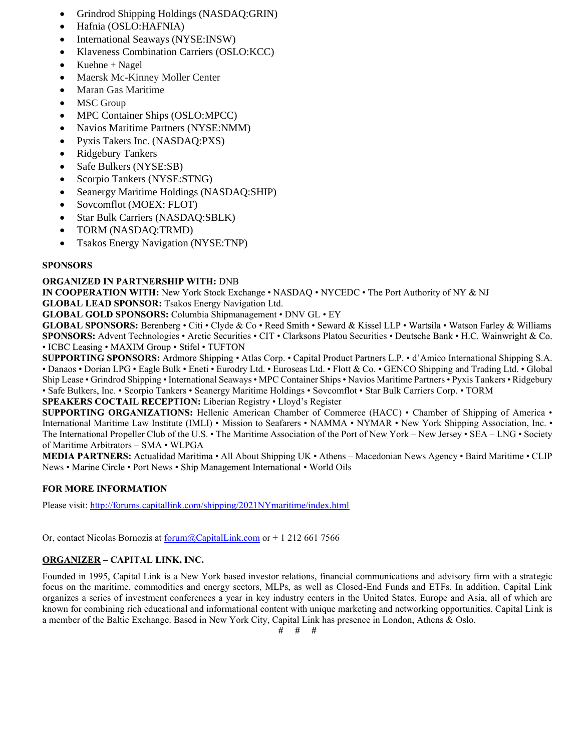- Grindrod Shipping Holdings (NASDAQ:GRIN)
- Hafnia (OSLO:HAFNIA)
- International Seaways (NYSE:INSW)
- Klaveness Combination Carriers (OSLO:KCC)
- Kuehne + Nagel
- Maersk Mc-Kinney Moller Center
- Maran Gas Maritime
- MSC Group
- MPC Container Ships (OSLO:MPCC)
- Navios Maritime Partners (NYSE:NMM)
- Pyxis Takers Inc. (NASDAQ:PXS)
- Ridgebury Tankers
- Safe Bulkers (NYSE:SB)
- Scorpio Tankers (NYSE:STNG)
- Seanergy Maritime Holdings (NASDAQ:SHIP)
- Sovcomflot (MOEX: FLOT)
- Star Bulk Carriers (NASDAQ:SBLK)
- TORM (NASDAQ:TRMD)
- Tsakos Energy Navigation (NYSE:TNP)

**SPONSORS**

**ORGANIZED IN PARTNERSHIP WITH:** DNB
**IN COOPERATION WITH:** New York Stock Exchange • NASDAQ • NYCEDC • The Port Authority of NY & NJ
**GLOBAL LEAD SPONSOR:** Tsakos Energy Navigation Ltd.
**GLOBAL GOLD SPONSORS:** Columbia Shipmanagement • DNV GL • EY
**GLOBAL SPONSORS:** Berenberg • Citi • Clyde & Co • Reed Smith • Seward & Kissel LLP • Wartsila • Watson Farley & Williams
**SPONSORS:** Advent Technologies • Arctic Securities • CIT • Clarksons Platou Securities • Deutsche Bank • H.C. Wainwright & Co. • ICBC Leasing • MAXIM Group • Stifel • TUFTON
**SUPPORTING SPONSORS:** Ardmore Shipping • Atlas Corp. • Capital Product Partners L.P. • d'Amico International Shipping S.A. • Danaos • Dorian LPG • Eagle Bulk • Eneti • Eurodry Ltd. • Euroseas Ltd. • Flott & Co. • GENCO Shipping and Trading Ltd. • Global Ship Lease • Grindrod Shipping • International Seaways • MPC Container Ships • Navios Maritime Partners • Pyxis Tankers • Ridgebury • Safe Bulkers, Inc. • Scorpio Tankers • Seanergy Maritime Holdings • Sovcomflot • Star Bulk Carriers Corp. • TORM
**SPEAKERS COCTAIL RECEPTION:** Liberian Registry • Lloyd's Register
**SUPPORTING ORGANIZATIONS:** Hellenic American Chamber of Commerce (HACC) • Chamber of Shipping of America • International Maritime Law Institute (IMLI) • Mission to Seafarers • NAMMA • NYMAR • New York Shipping Association, Inc. • The International Propeller Club of the U.S. • The Maritime Association of the Port of New York – New Jersey • SEA – LNG • Society of Maritime Arbitrators – SMA • WLPGA
**MEDIA PARTNERS:** Actualidad Maritima • All About Shipping UK • Athens – Macedonian News Agency • Baird Maritime • CLIP News • Marine Circle • Port News • Ship Management International • World Oils

**FOR MORE INFORMATION**

Please visit: http://forums.capitallink.com/shipping/2021NYmaritime/index.html

Or, contact Nicolas Bornozis at forum@CapitalLink.com or + 1 212 661 7566

**ORGANIZER – CAPITAL LINK, INC.**

Founded in 1995, Capital Link is a New York based investor relations, financial communications and advisory firm with a strategic focus on the maritime, commodities and energy sectors, MLPs, as well as Closed-End Funds and ETFs. In addition, Capital Link organizes a series of investment conferences a year in key industry centers in the United States, Europe and Asia, all of which are known for combining rich educational and informational content with unique marketing and networking opportunities. Capital Link is a member of the Baltic Exchange. Based in New York City, Capital Link has presence in London, Athens & Oslo.

# # #